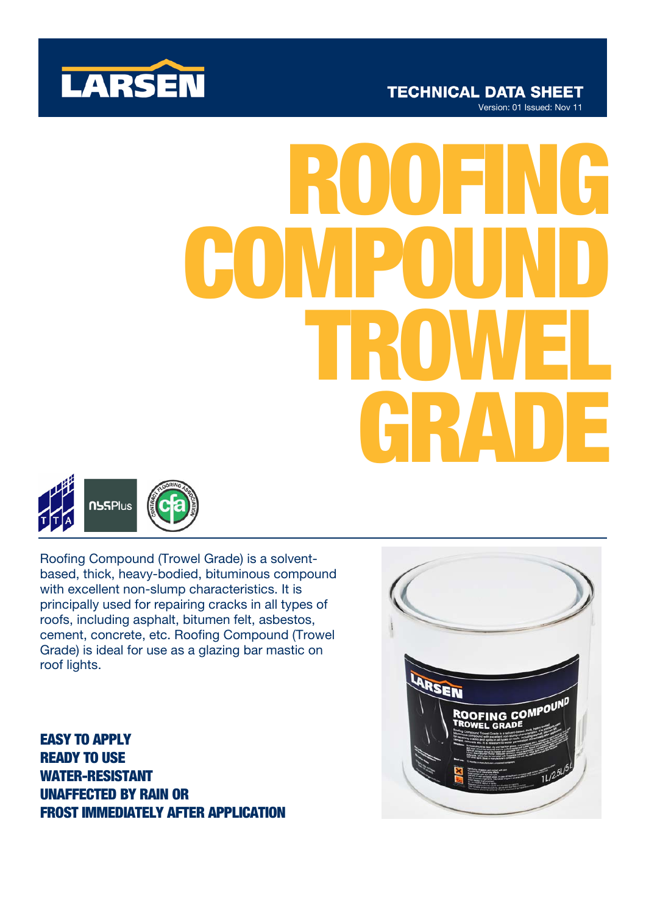LARSEN

TECHNICAL DATA SHEET

Version: 01 Issued: Nov 11

# ROOFING COMPOUND TROWEL GRADE

Roofing Compound (Trowel Grade) is a solvent-based, thick, heavy-bodied, bituminous compound with excellent non-slump characteristics. It is principally used for repairing cracks in all types of roofs, including asphalt, bitumen felt, asbestos, cement, concrete, etc. Roofing Compound (Trowel Grade) is ideal for use as a glazing bar mastic on roof lights.

**EASY TO APPLY**
**READY TO USE**
**WATER-RESISTANT**
**UNAFFECTED BY RAIN OR FROST IMMEDIATELY AFTER APPLICATION**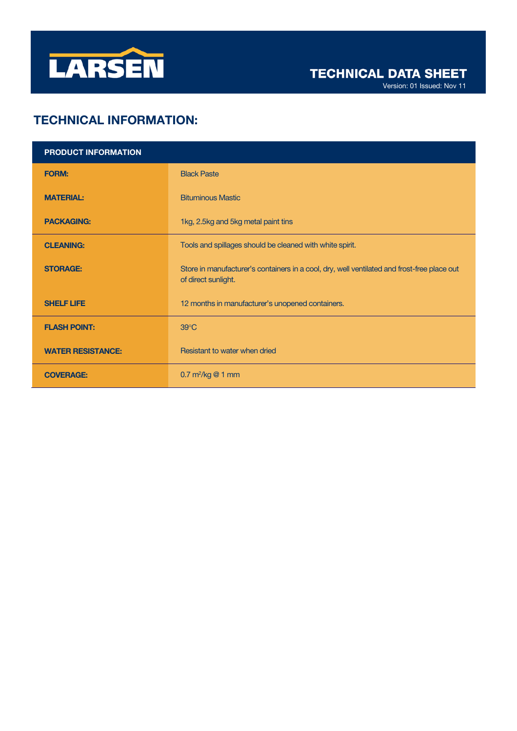# TECHNICAL INFORMATION:

| PRODUCT INFORMATION | |
|---|---|
| **FORM:** | Black Paste |
| **MATERIAL:** | Bituminous Mastic |
| **PACKAGING:** | 1kg, 2.5kg and 5kg metal paint tins |
| **CLEANING:** | Tools and spillages should be cleaned with white spirit. |
| **STORAGE:** | Store in manufacturer's containers in a cool, dry, well ventilated and frost-free place out of direct sunlight. |
| **SHELF LIFE** | 12 months in manufacturer's unopened containers. |
| **FLASH POINT:** | 39°C |
| **WATER RESISTANCE:** | Resistant to water when dried |
| **COVERAGE:** | 0.7 $m^2$/kg @ 1 mm |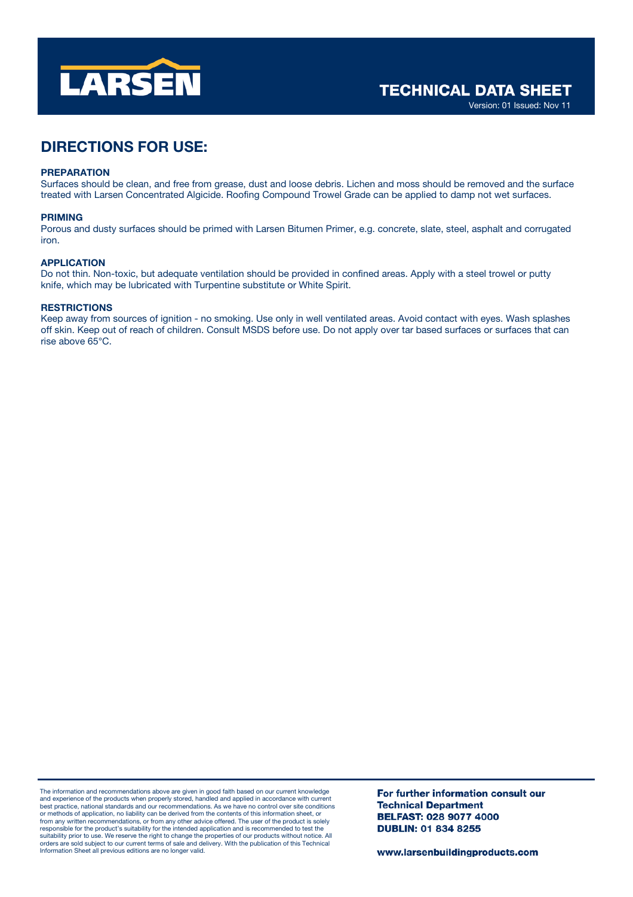## DIRECTIONS FOR USE:

### PREPARATION

Surfaces should be clean, and free from grease, dust and loose debris. Lichen and moss should be removed and the surface treated with Larsen Concentrated Algicide. Roofing Compound Trowel Grade can be applied to damp not wet surfaces.

### PRIMING

Porous and dusty surfaces should be primed with Larsen Bitumen Primer, e.g. concrete, slate, steel, asphalt and corrugated iron.

### APPLICATION

Do not thin. Non-toxic, but adequate ventilation should be provided in confined areas. Apply with a steel trowel or putty knife, which may be lubricated with Turpentine substitute or White Spirit.

### RESTRICTIONS

Keep away from sources of ignition - no smoking. Use only in well ventilated areas. Avoid contact with eyes. Wash splashes off skin. Keep out of reach of children. Consult MSDS before use. Do not apply over tar based surfaces or surfaces that can rise above 65°C.

The information and recommendations above are given in good faith based on our current knowledge and experience of the products when properly stored, handled and applied in accordance with current best practice, national standards and our recommendations. As we have no control over site conditions or methods of application, no liability can be derived from the contents of this information sheet, or from any written recommendations, or from any other advice offered. The user of the product is solely responsible for the product's suitability for the intended application and is recommended to test the suitability prior to use. We reserve the right to change the properties of our products without notice. All orders are sold subject to our current terms of sale and delivery. With the publication of this Technical Information Sheet all previous editions are no longer valid.

**For further information consult our Technical Department**
**BELFAST: 028 9077 4000**
**DUBLIN: 01 834 8255**

**www.larsenbuildingproducts.com**